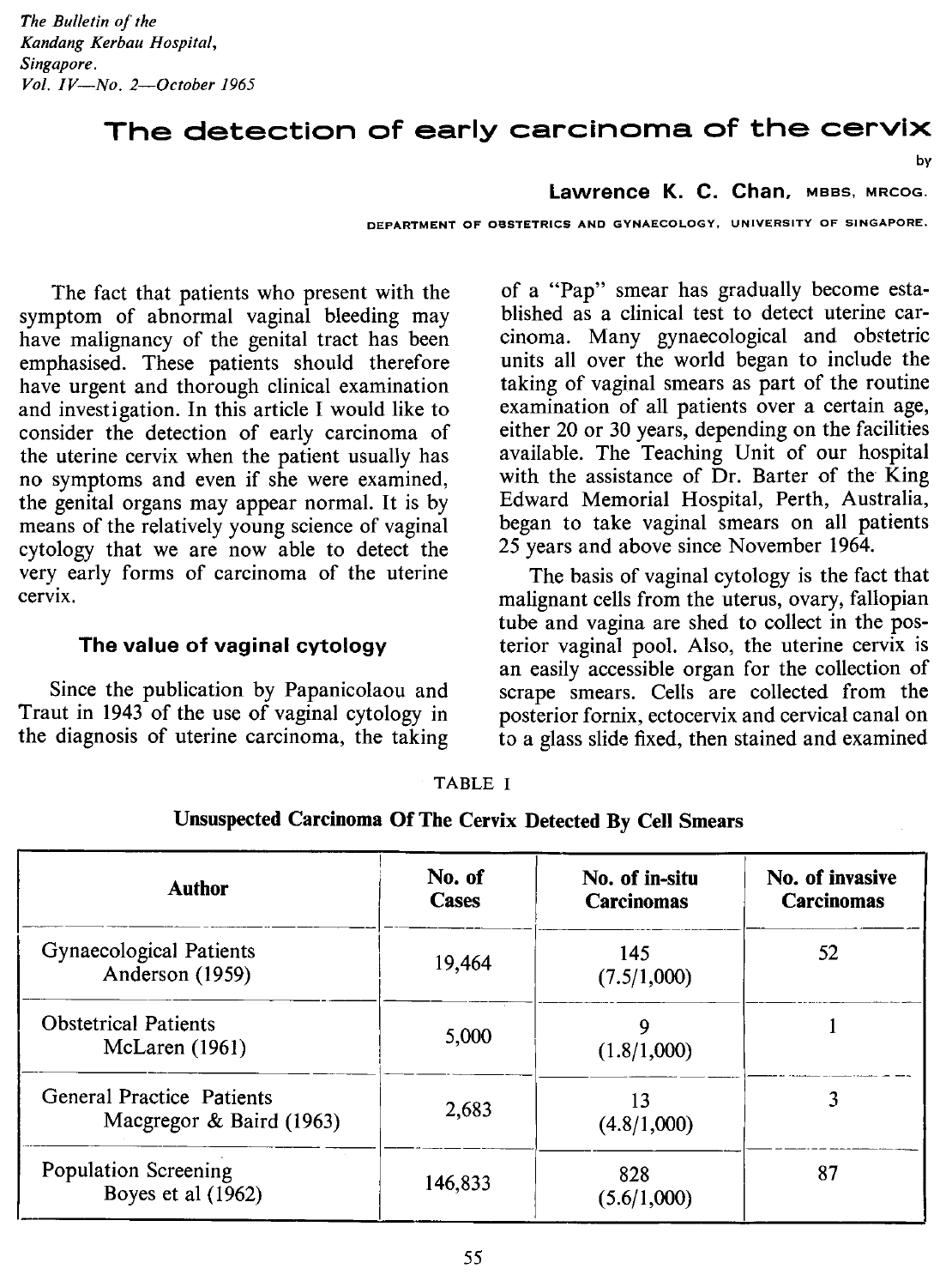*The Bulletin of the Kandang Kerbau Hospital, Singapore.*
*Vol. IV—No. 2—October 1965*

# The detection of early carcinoma of the cervix

by

**Lawrence K. C. Chan,** MBBS, MRCOG.

DEPARTMENT OF OBSTETRICS AND GYNAECOLOGY, UNIVERSITY OF SINGAPORE.

The fact that patients who present with the symptom of abnormal vaginal bleeding may have malignancy of the genital tract has been emphasised. These patients should therefore have urgent and thorough clinical examination and investigation. In this article I would like to consider the detection of early carcinoma of the uterine cervix when the patient usually has no symptoms and even if she were examined, the genital organs may appear normal. It is by means of the relatively young science of vaginal cytology that we are now able to detect the very early forms of carcinoma of the uterine cervix.

## The value of vaginal cytology

Since the publication by Papanicolaou and Traut in 1943 of the use of vaginal cytology in the diagnosis of uterine carcinoma, the taking of a "Pap" smear has gradually become established as a clinical test to detect uterine carcinoma. Many gynaecological and obstetric units all over the world began to include the taking of vaginal smears as part of the routine examination of all patients over a certain age, either 20 or 30 years, depending on the facilities available. The Teaching Unit of our hospital with the assistance of Dr. Barter of the King Edward Memorial Hospital, Perth, Australia, began to take vaginal smears on all patients 25 years and above since November 1964.

The basis of vaginal cytology is the fact that malignant cells from the uterus, ovary, fallopian tube and vagina are shed to collect in the posterior vaginal pool. Also, the uterine cervix is an easily accessible organ for the collection of scrape smears. Cells are collected from the posterior fornix, ectocervix and cervical canal on to a glass slide fixed, then stained and examined

TABLE I

**Unsuspected Carcinoma Of The Cervix Detected By Cell Smears**

| Author | No. of Cases | No. of in-situ Carcinomas | No. of invasive Carcinomas |
|---|---|---|---|
| Gynaecological Patients Anderson (1959) | 19,464 | 145 (7.5/1,000) | 52 |
| Obstetrical Patients McLaren (1961) | 5,000 | 9 (1.8/1,000) | 1 |
| General Practice Patients Macgregor & Baird (1963) | 2,683 | 13 (4.8/1,000) | 3 |
| Population Screening Boyes et al (1962) | 146,833 | 828 (5.6/1,000) | 87 |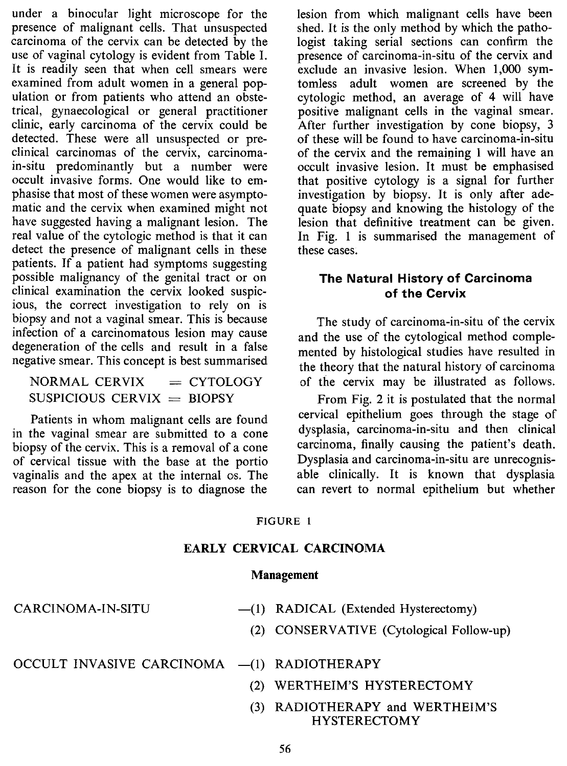under a binocular light microscope for the presence of malignant cells. That unsuspected carcinoma of the cervix can be detected by the use of vaginal cytology is evident from Table I. It is readily seen that when cell smears were examined from adult women in a general population or from patients who attend an obstetrical, gynaecological or general practitioner clinic, early carcinoma of the cervix could be detected. These were all unsuspected or preclinical carcinomas of the cervix, carcinoma-in-situ predominantly but a number were occult invasive forms. One would like to emphasise that most of these women were asymptomatic and the cervix when examined might not have suggested having a malignant lesion. The real value of the cytologic method is that it can detect the presence of malignant cells in these patients. If a patient had symptoms suggesting possible malignancy of the genital tract or on clinical examination the cervix looked suspicious, the correct investigation to rely on is biopsy and not a vaginal smear. This is because infection of a carcinomatous lesion may cause degeneration of the cells and result in a false negative smear. This concept is best summarised

NORMAL CERVIX = CYTOLOGY
SUSPICIOUS CERVIX = BIOPSY

Patients in whom malignant cells are found in the vaginal smear are submitted to a cone biopsy of the cervix. This is a removal of a cone of cervical tissue with the base at the portio vaginalis and the apex at the internal os. The reason for the cone biopsy is to diagnose the lesion from which malignant cells have been shed. It is the only method by which the pathologist taking serial sections can confirm the presence of carcinoma-in-situ of the cervix and exclude an invasive lesion. When 1,000 symptomless adult women are screened by the cytologic method, an average of 4 will have positive malignant cells in the vaginal smear. After further investigation by cone biopsy, 3 of these will be found to have carcinoma-in-situ of the cervix and the remaining 1 will have an occult invasive lesion. It must be emphasised that positive cytology is a signal for further investigation by biopsy. It is only after adequate biopsy and knowing the histology of the lesion that definitive treatment can be given. In Fig. 1 is summarised the management of these cases.

## The Natural History of Carcinoma of the Cervix

The study of carcinoma-in-situ of the cervix and the use of the cytological method complemented by histological studies have resulted in the theory that the natural history of carcinoma of the cervix may be illustrated as follows.

From Fig. 2 it is postulated that the normal cervical epithelium goes through the stage of dysplasia, carcinoma-in-situ and then clinical carcinoma, finally causing the patient's death. Dysplasia and carcinoma-in-situ are unrecognisable clinically. It is known that dysplasia can revert to normal epithelium but whether

FIGURE 1

**EARLY CERVICAL CARCINOMA**

**Management**

CARCINOMA-IN-SITU
- (1) RADICAL (Extended Hysterectomy)
- (2) CONSERVATIVE (Cytological Follow-up)

OCCULT INVASIVE CARCINOMA
- (1) RADIOTHERAPY
- (2) WERTHEIM'S HYSTERECTOMY
- (3) RADIOTHERAPY and WERTHEIM'S HYSTERECTOMY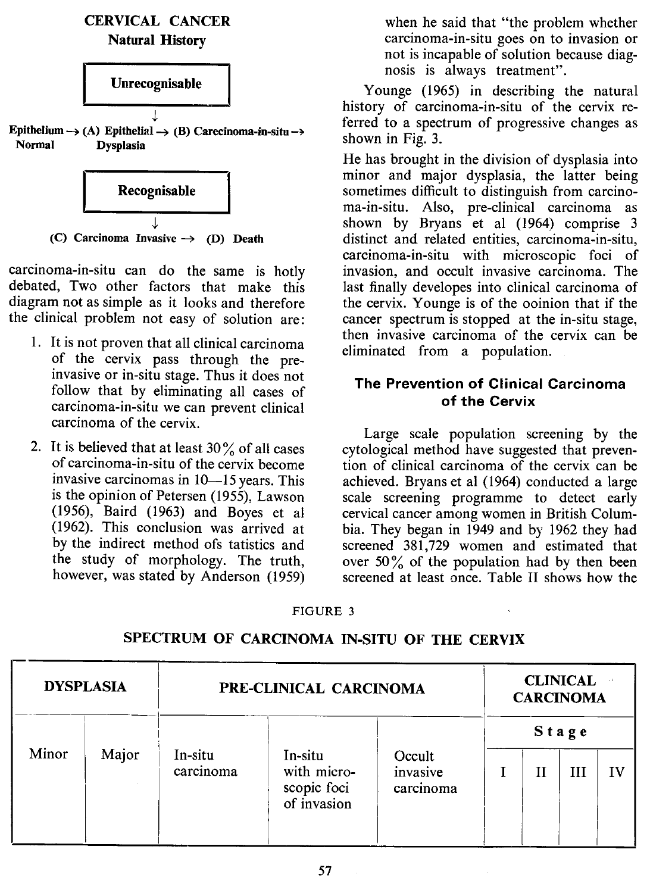## CERVICAL CANCER

### Natural History

**Unrecognisable**

↓

**Epithelium → (A) Epithelial → (B) Carecinoma-in-situ →**
**Normal          Dysplasia**

**Recognisable**

↓

**(C) Carcinoma Invasive → (D) Death**

carcinoma-in-situ can do the same is hotly debated, Two other factors that make this diagram not as simple as it looks and therefore the clinical problem not easy of solution are:

1. It is not proven that all clinical carcinoma of the cervix pass through the pre-invasive or in-situ stage. Thus it does not follow that by eliminating all cases of carcinoma-in-situ we can prevent clinical carcinoma of the cervix.
2. It is believed that at least 30% of all cases of carcinoma-in-situ of the cervix become invasive carcinomas in 10—15 years. This is the opinion of Petersen (1955), Lawson (1956), Baird (1963) and Boyes et al (1962). This conclusion was arrived at by the indirect method ofs tatistics and the study of morphology. The truth, however, was stated by Anderson (1959) when he said that "the problem whether carcinoma-in-situ goes on to invasion or not is incapable of solution because diagnosis is always treatment".

Younge (1965) in describing the natural history of carcinoma-in-situ of the cervix referred to a spectrum of progressive changes as shown in Fig. 3.

He has brought in the division of dysplasia into minor and major dysplasia, the latter being sometimes difficult to distinguish from carcinoma-in-situ. Also, pre-clinical carcinoma as shown by Bryans et al (1964) comprise 3 distinct and related entities, carcinoma-in-situ, carcinoma-in-situ with microscopic foci of invasion, and occult invasive carcinoma. The last finally developes into clinical carcinoma of the cervix. Younge is of the ooinion that if the cancer spectrum is stopped at the in-situ stage, then invasive carcinoma of the cervix can be eliminated from a population.

### The Prevention of Clinical Carcinoma of the Cervix

Large scale population screening by the cytological method have suggested that prevention of clinical carcinoma of the cervix can be achieved. Bryans et al (1964) conducted a large scale screening programme to detect early cervical cancer among women in British Columbia. They began in 1949 and by 1962 they had screened 381,729 women and estimated that over 50% of the population had by then been screened at least once. Table II shows how the

FIGURE 3

**SPECTRUM OF CARCINOMA IN-SITU OF THE CERVIX**

| DYSPLASIA | | PRE-CLINICAL CARCINOMA | | | CLINICAL CARCINOMA | | | |
|---|---|---|---|---|---|---|---|---|
| | | | | | Stage | | | |
| Minor | Major | In-situ carcinoma | In-situ with microscopic foci of invasion | Occult invasive carcinoma | I | II | III | IV |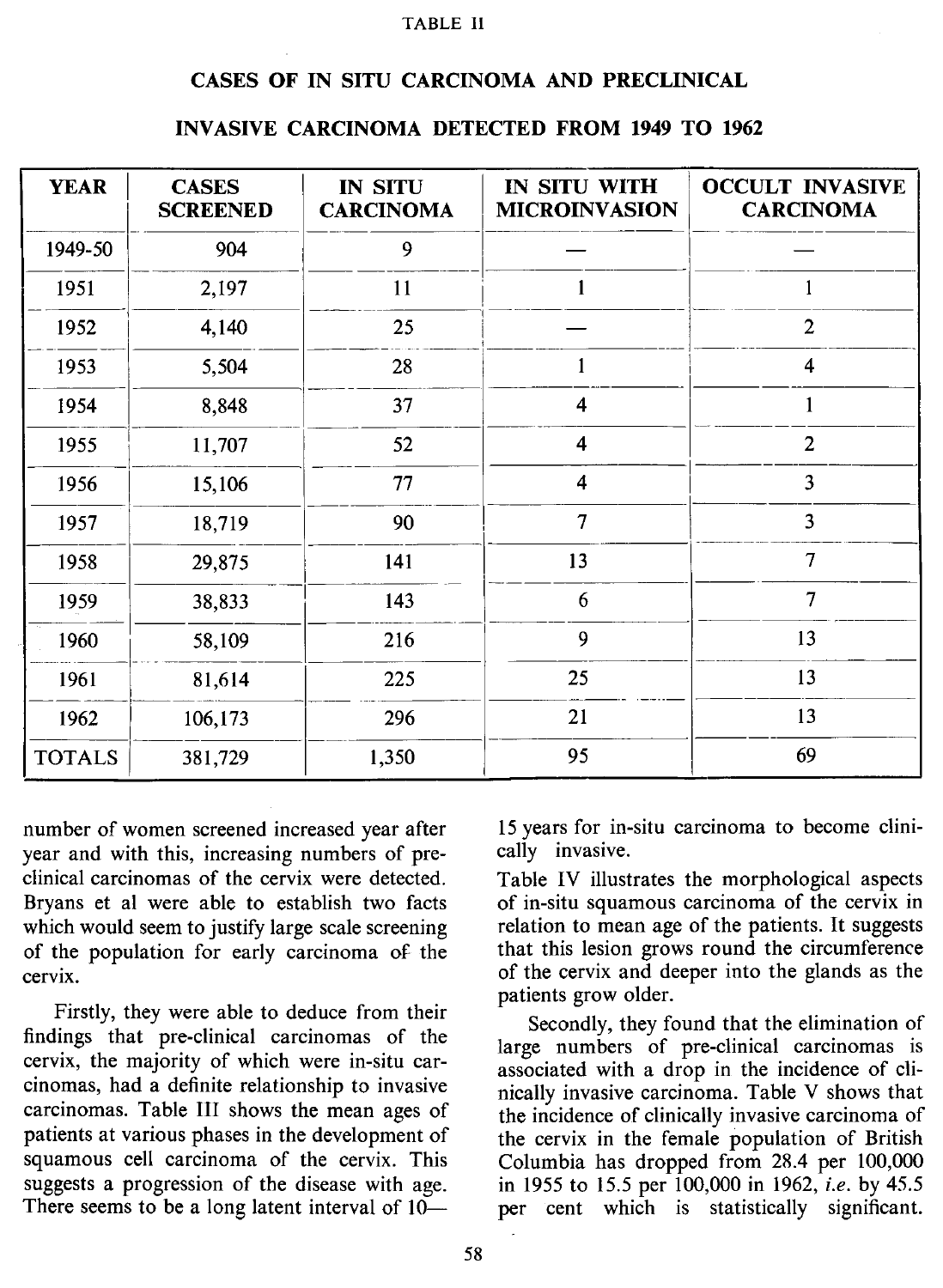TABLE II

## CASES OF IN SITU CARCINOMA AND PRECLINICAL INVASIVE CARCINOMA DETECTED FROM 1949 TO 1962

| YEAR | CASES SCREENED | IN SITU CARCINOMA | IN SITU WITH MICROINVASION | OCCULT INVASIVE CARCINOMA |
|---|---|---|---|---|
| 1949-50 | 904 | 9 | — | — |
| 1951 | 2,197 | 11 | 1 | 1 |
| 1952 | 4,140 | 25 | — | 2 |
| 1953 | 5,504 | 28 | 1 | 4 |
| 1954 | 8,848 | 37 | 4 | 1 |
| 1955 | 11,707 | 52 | 4 | 2 |
| 1956 | 15,106 | 77 | 4 | 3 |
| 1957 | 18,719 | 90 | 7 | 3 |
| 1958 | 29,875 | 141 | 13 | 7 |
| 1959 | 38,833 | 143 | 6 | 7 |
| 1960 | 58,109 | 216 | 9 | 13 |
| 1961 | 81,614 | 225 | 25 | 13 |
| 1962 | 106,173 | 296 | 21 | 13 |
| TOTALS | 381,729 | 1,350 | 95 | 69 |

number of women screened increased year after year and with this, increasing numbers of preclinical carcinomas of the cervix were detected. Bryans et al were able to establish two facts which would seem to justify large scale screening of the population for early carcinoma of the cervix.

Firstly, they were able to deduce from their findings that pre-clinical carcinomas of the cervix, the majority of which were in-situ carcinomas, had a definite relationship to invasive carcinomas. Table III shows the mean ages of patients at various phases in the development of squamous cell carcinoma of the cervix. This suggests a progression of the disease with age. There seems to be a long latent interval of 10—15 years for in-situ carcinoma to become clinically invasive.

Table IV illustrates the morphological aspects of in-situ squamous carcinoma of the cervix in relation to mean age of the patients. It suggests that this lesion grows round the circumference of the cervix and deeper into the glands as the patients grow older.

Secondly, they found that the elimination of large numbers of pre-clinical carcinomas is associated with a drop in the incidence of clinically invasive carcinoma. Table V shows that the incidence of clinically invasive carcinoma of the cervix in the female population of British Columbia has dropped from 28.4 per 100,000 in 1955 to 15.5 per 100,000 in 1962, *i.e.* by 45.5 per cent which is statistically significant.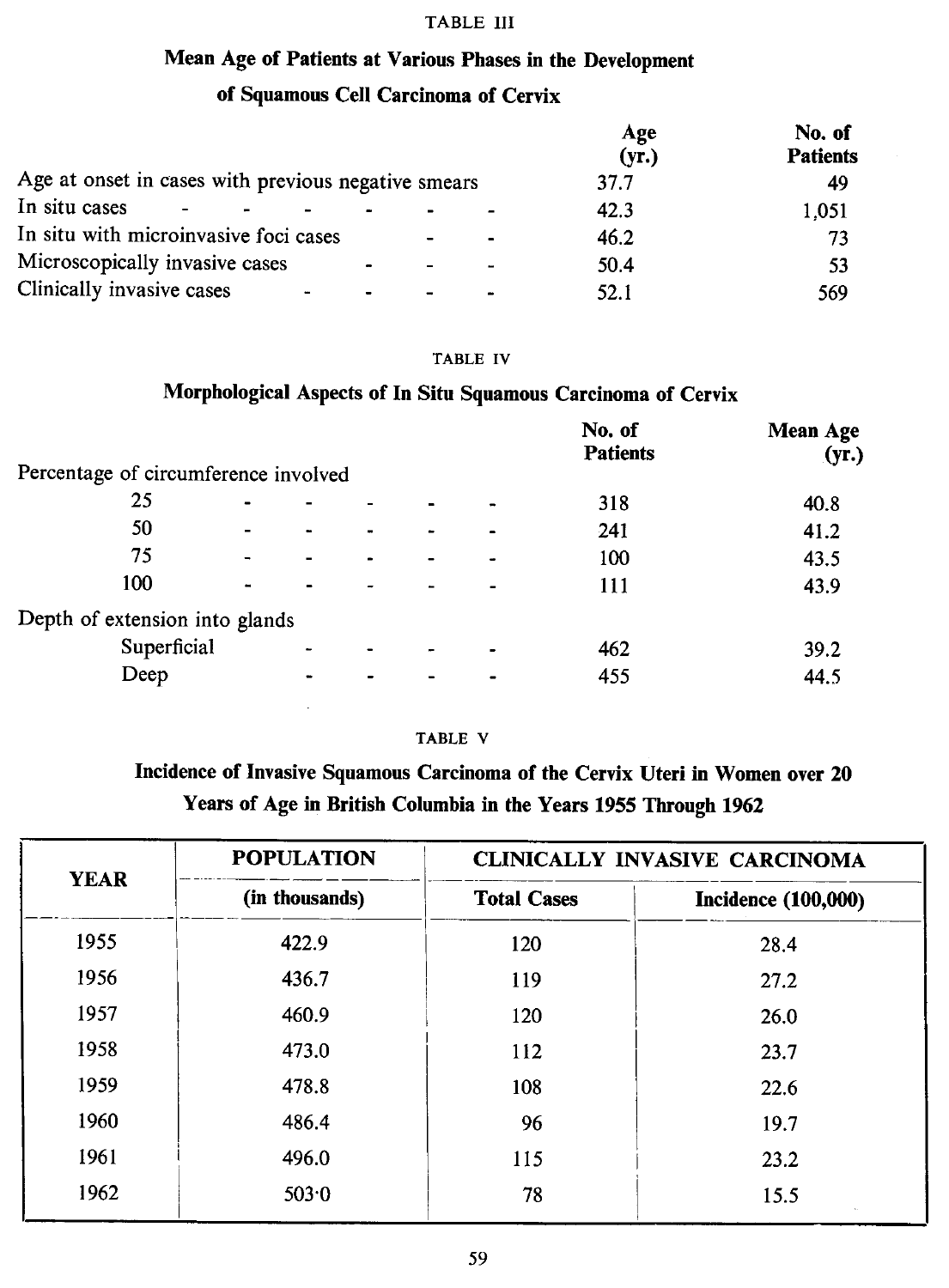TABLE III

**Mean Age of Patients at Various Phases in the Development of Squamous Cell Carcinoma of Cervix**

| | Age (yr.) | No. of Patients |
|---|---|---|
| Age at onset in cases with previous negative smears | 37.7 | 49 |
| In situ cases | 42.3 | 1,051 |
| In situ with microinvasive foci cases | 46.2 | 73 |
| Microscopically invasive cases | 50.4 | 53 |
| Clinically invasive cases | 52.1 | 569 |

TABLE IV

**Morphological Aspects of In Situ Squamous Carcinoma of Cervix**

| | No. of Patients | Mean Age (yr.) |
|---|---|---|
| Percentage of circumference involved | | |
| 25 | 318 | 40.8 |
| 50 | 241 | 41.2 |
| 75 | 100 | 43.5 |
| 100 | 111 | 43.9 |
| Depth of extension into glands | | |
| Superficial | 462 | 39.2 |
| Deep | 455 | 44.5 |

TABLE V

**Incidence of Invasive Squamous Carcinoma of the Cervix Uteri in Women over 20 Years of Age in British Columbia in the Years 1955 Through 1962**

| YEAR | POPULATION | CLINICALLY INVASIVE CARCINOMA | |
|---|---|---|---|
| | (in thousands) | Total Cases | Incidence (100,000) |
| 1955 | 422.9 | 120 | 28.4 |
| 1956 | 436.7 | 119 | 27.2 |
| 1957 | 460.9 | 120 | 26.0 |
| 1958 | 473.0 | 112 | 23.7 |
| 1959 | 478.8 | 108 | 22.6 |
| 1960 | 486.4 | 96 | 19.7 |
| 1961 | 496.0 | 115 | 23.2 |
| 1962 | 503·0 | 78 | 15.5 |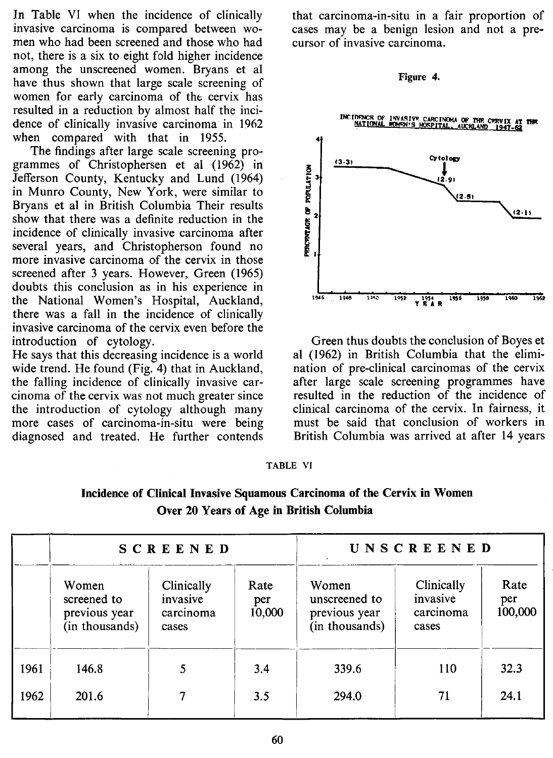In Table VI when the incidence of clinically invasive carcinoma is compared between women who had been screened and those who had not, there is a six to eight fold higher incidence among the unscreened women. Bryans et al have thus shown that large scale screening of women for early carcinoma of the cervix has resulted in a reduction by almost half the incidence of clinically invasive carcinoma in 1962 when compared with that in 1955.

The findings after large scale screening programmes of Christophersen et al (1962) in Jefferson County, Kentucky and Lund (1964) in Munro County, New York, were similar to Bryans et al in British Columbia Their results show that there was a definite reduction in the incidence of clinically invasive carcinoma after several years, and Christopherson found no more invasive carcinoma of the cervix in those screened after 3 years. However, Green (1965) doubts this conclusion as in his experience in the National Women's Hospital, Auckland, there was a fall in the incidence of clinically invasive carcinoma of the cervix even before the introduction of cytology.
He says that this decreasing incidence is a world wide trend. He found (Fig. 4) that in Auckland, the falling incidence of clinically invasive carcinoma of the cervix was not much greater since the introduction of cytology although many more cases of carcinoma-in-situ were being diagnosed and treated. He further contends that carcinoma-in-situ in a fair proportion of cases may be a benign lesion and not a precursor of invasive carcinoma.

**Figure 4.**

INCIDENCE OF INVASIVE CARCINOMA OF THE CERVIX AT THE NATIONAL WOMEN'S HOSPITAL, AUCKLAND 1947-62

Green thus doubts the conclusion of Boyes et al (1962) in British Columbia that the elimination of pre-clinical carcinomas of the cervix after large scale screening programmes have resulted in the reduction of the incidence of clinical carcinoma of the cervix. In fairness, it must be said that conclusion of workers in British Columbia was arrived at after 14 years

TABLE VI

**Incidence of Clinical Invasive Squamous Carcinoma of the Cervix in Women Over 20 Years of Age in British Columbia**

| | SCREENED | | | UNSCREENED | | |
|---|---|---|---|---|---|---|
| | Women screened to previous year (in thousands) | Clinically invasive carcinoma cases | Rate per 10,000 | Women unscreened to previous year (in thousands) | Clinically invasive carcinoma cases | Rate per 100,000 |
| 1961 | 146.8 | 5 | 3.4 | 339.6 | 110 | 32.3 |
| 1962 | 201.6 | 7 | 3.5 | 294.0 | 71 | 24.1 |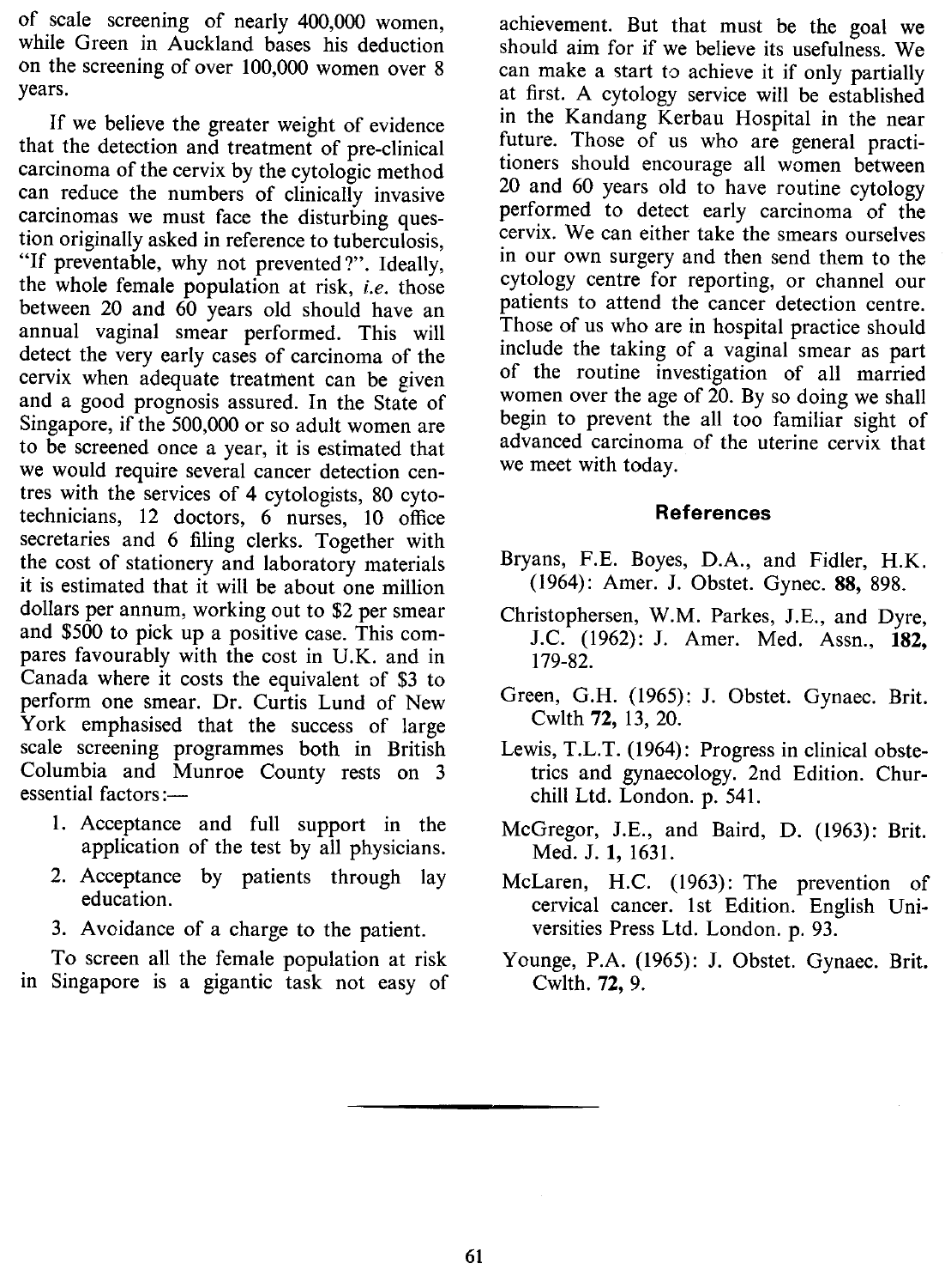of scale screening of nearly 400,000 women, while Green in Auckland bases his deduction on the screening of over 100,000 women over 8 years.

If we believe the greater weight of evidence that the detection and treatment of pre-clinical carcinoma of the cervix by the cytologic method can reduce the numbers of clinically invasive carcinomas we must face the disturbing question originally asked in reference to tuberculosis, "If preventable, why not prevented?". Ideally, the whole female population at risk, *i.e.* those between 20 and 60 years old should have an annual vaginal smear performed. This will detect the very early cases of carcinoma of the cervix when adequate treatment can be given and a good prognosis assured. In the State of Singapore, if the 500,000 or so adult women are to be screened once a year, it is estimated that we would require several cancer detection centres with the services of 4 cytologists, 80 cytotechnicians, 12 doctors, 6 nurses, 10 office secretaries and 6 filing clerks. Together with the cost of stationery and laboratory materials it is estimated that it will be about one million dollars per annum, working out to $2 per smear and $500 to pick up a positive case. This compares favourably with the cost in U.K. and in Canada where it costs the equivalent of $3 to perform one smear. Dr. Curtis Lund of New York emphasised that the success of large scale screening programmes both in British Columbia and Munroe County rests on 3 essential factors:—

1. Acceptance and full support in the application of the test by all physicians.
2. Acceptance by patients through lay education.
3. Avoidance of a charge to the patient.

To screen all the female population at risk in Singapore is a gigantic task not easy of achievement. But that must be the goal we should aim for if we believe its usefulness. We can make a start to achieve it if only partially at first. A cytology service will be established in the Kandang Kerbau Hospital in the near future. Those of us who are general practitioners should encourage all women between 20 and 60 years old to have routine cytology performed to detect early carcinoma of the cervix. We can either take the smears ourselves in our own surgery and then send them to the cytology centre for reporting, or channel our patients to attend the cancer detection centre. Those of us who are in hospital practice should include the taking of a vaginal smear as part of the routine investigation of all married women over the age of 20. By so doing we shall begin to prevent the all too familiar sight of advanced carcinoma of the uterine cervix that we meet with today.

## References

Bryans, F.E. Boyes, D.A., and Fidler, H.K. (1964): Amer. J. Obstet. Gynec. **88,** 898.

Christophersen, W.M. Parkes, J.E., and Dyre, J.C. (1962): J. Amer. Med. Assn., **182,** 179-82.

Green, G.H. (1965): J. Obstet. Gynaec. Brit. Cwlth **72,** 13, 20.

Lewis, T.L.T. (1964): Progress in clinical obstetrics and gynaecology. 2nd Edition. Churchill Ltd. London. p. 541.

McGregor, J.E., and Baird, D. (1963): Brit. Med. J. **1,** 1631.

McLaren, H.C. (1963): The prevention of cervical cancer. 1st Edition. English Universities Press Ltd. London. p. 93.

Younge, P.A. (1965): J. Obstet. Gynaec. Brit. Cwlth. **72,** 9.